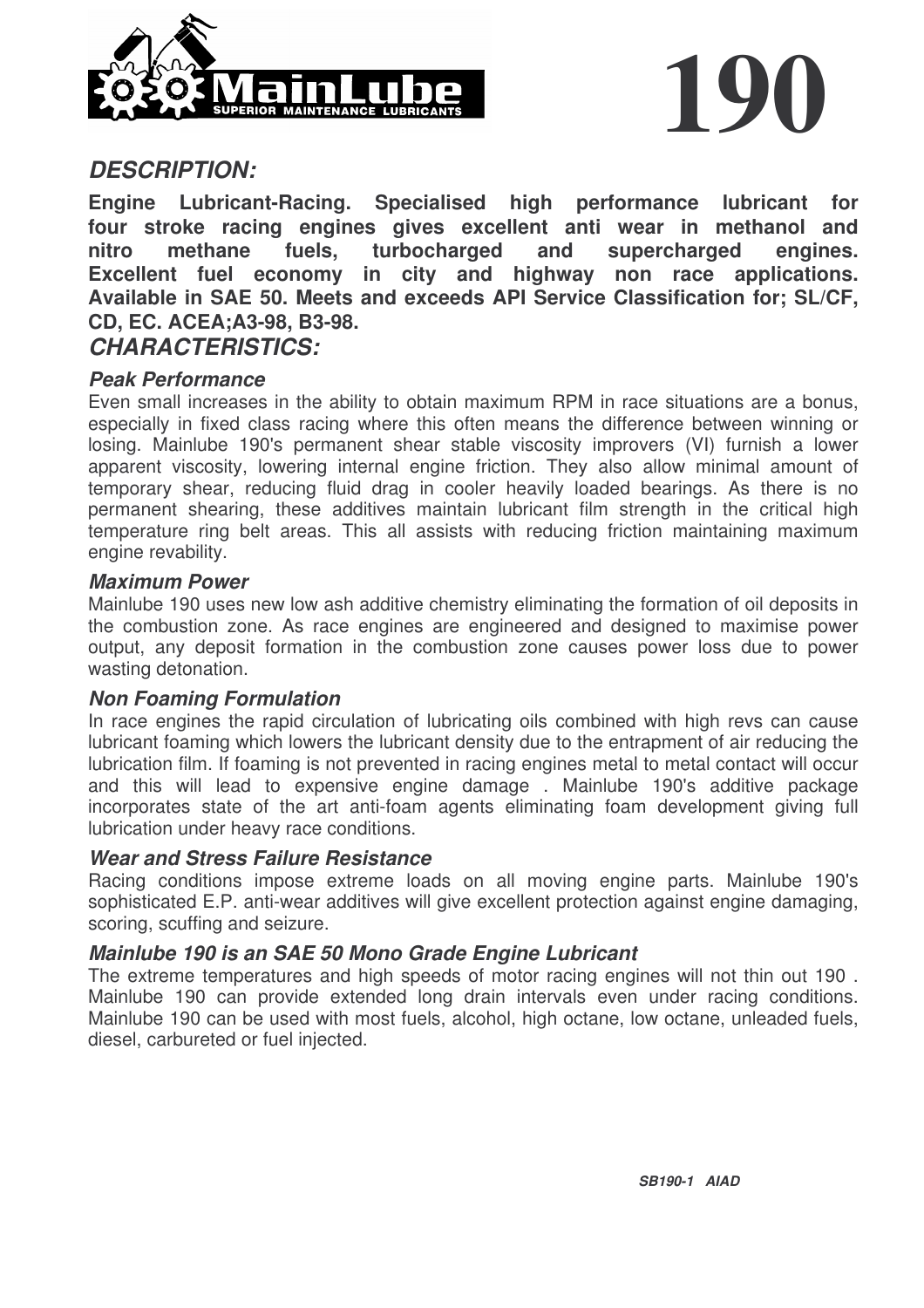# 190

MainLube

SUPERIOR MAINTENANCE LUBRICANTS

## *DESCRIPTION:*

**Engine Lubricant-Racing. Specialised high performance lubricant for four stroke racing engines gives excellent anti wear in methanol and nitro methane fuels, turbocharged and supercharged engines. Excellent fuel economy in city and highway non race applications. Available in SAE 50. Meets and exceeds API Service Classification for; SL/CF, CD, EC. ACEA;A3-98, B3-98.**

## *CHARACTERISTICS:*

### *Peak Performance*

Even small increases in the ability to obtain maximum RPM in race situations are a bonus, especially in fixed class racing where this often means the difference between winning or losing. Mainlube 190's permanent shear stable viscosity improvers (VI) furnish a lower apparent viscosity, lowering internal engine friction. They also allow minimal amount of temporary shear, reducing fluid drag in cooler heavily loaded bearings. As there is no permanent shearing, these additives maintain lubricant film strength in the critical high temperature ring belt areas. This all assists with reducing friction maintaining maximum engine revability.

### *Maximum Power*

Mainlube 190 uses new low ash additive chemistry eliminating the formation of oil deposits in the combustion zone. As race engines are engineered and designed to maximise power output, any deposit formation in the combustion zone causes power loss due to power wasting detonation.

### *Non Foaming Formulation*

In race engines the rapid circulation of lubricating oils combined with high revs can cause lubricant foaming which lowers the lubricant density due to the entrapment of air reducing the lubrication film. If foaming is not prevented in racing engines metal to metal contact will occur and this will lead to expensive engine damage . Mainlube 190's additive package incorporates state of the art anti-foam agents eliminating foam development giving full lubrication under heavy race conditions.

### *Wear and Stress Failure Resistance*

Racing conditions impose extreme loads on all moving engine parts. Mainlube 190's sophisticated E.P. anti-wear additives will give excellent protection against engine damaging, scoring, scuffing and seizure.

### *Mainlube 190 is an SAE 50 Mono Grade Engine Lubricant*

The extreme temperatures and high speeds of motor racing engines will not thin out 190 . Mainlube 190 can provide extended long drain intervals even under racing conditions. Mainlube 190 can be used with most fuels, alcohol, high octane, low octane, unleaded fuels, diesel, carbureted or fuel injected.

***SB190-1 AIAD***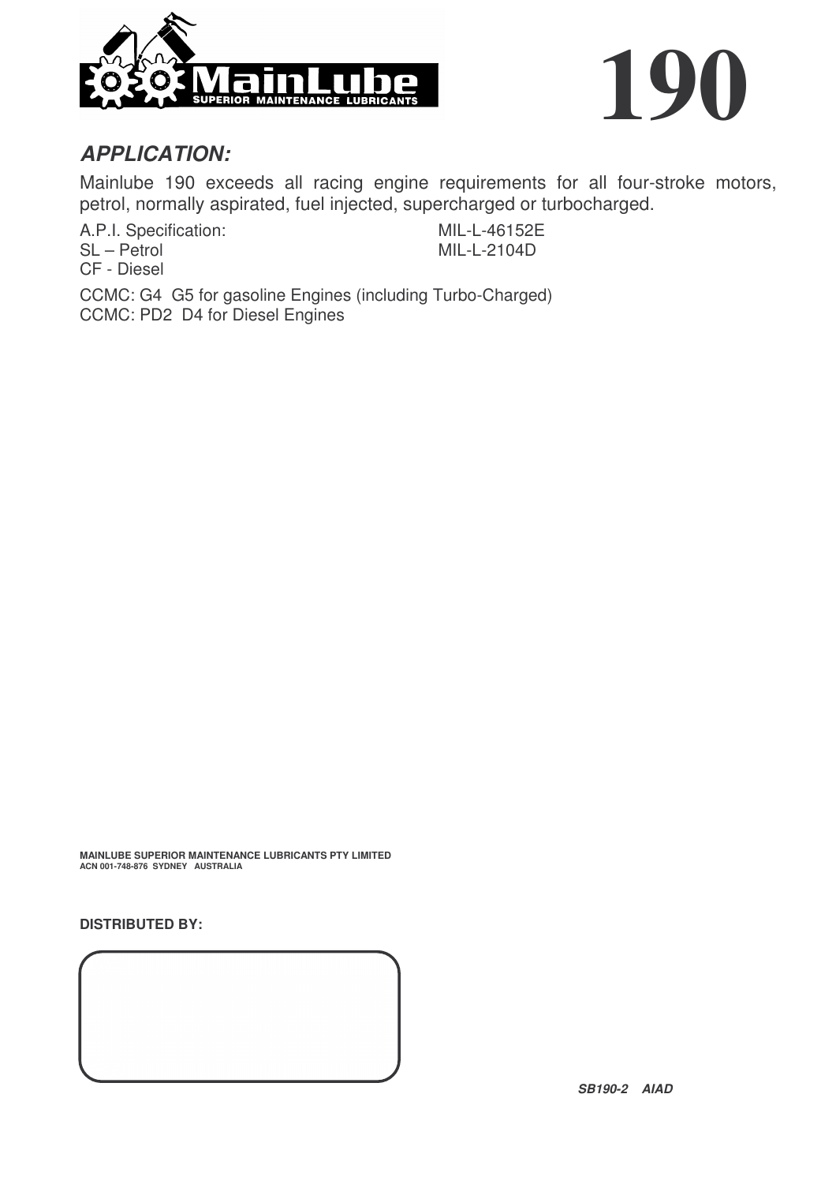# 190

## *APPLICATION:*

Mainlube 190 exceeds all racing engine requirements for all four-stroke motors, petrol, normally aspirated, fuel injected, supercharged or turbocharged.

| | |
|---|---|
| A.P.I. Specification: | MIL-L-46152E |
| SL – Petrol | MIL-L-2104D |
| CF - Diesel | |

CCMC: G4 G5 for gasoline Engines (including Turbo-Charged)
CCMC: PD2 D4 for Diesel Engines

**MAINLUBE SUPERIOR MAINTENANCE LUBRICANTS PTY LIMITED**
**ACN 001-748-876 SYDNEY AUSTRALIA**

**DISTRIBUTED BY:**

***SB190-2 AIAD***